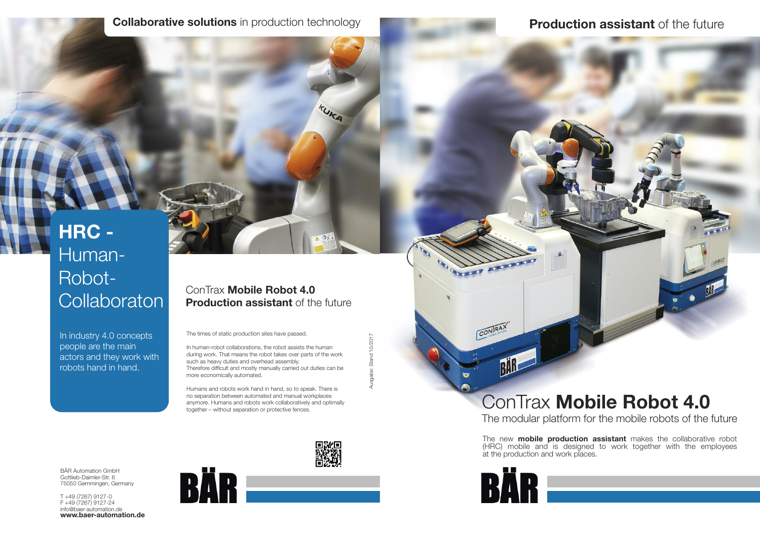**Collaborative solutions** in production technology

# HRC - Human-Robot-Collaboraton

In industry 4.0 concepts people are the main actors and they work with robots hand in hand.

## ConTrax **Mobile Robot 4.0**
## **Production assistant** of the future

The times of static production sites have passed.

In human-robot collaborations, the robot assists the human during work. That means the robot takes over parts of the work such as heavy duties and overhead assembly.
Therefore difficult and mostly manually carried out duties can be more economically automated.

Humans and robots work hand in hand, so to speak. There is no separation between automated and manual workplaces anymore. Humans and robots work collaboratively and optimally together – without separation or protective fences.

Ausgabe: Stand 10/2017

BÄR Automation GmbH
Gottlieb-Daimler-Str. 6
75050 Gemmingen, Germany

T +49 (7267) 9127-0
F +49 (7267) 9127-24
info@baer-automation.de
**www.baer-automation.de**

BÄR

**Production assistant** of the future

# ConTrax **Mobile Robot 4.0**

The modular platform for the mobile robots of the future

The new **mobile production assistant** makes the collaborative robot (HRC) mobile and is designed to work together with the employees at the production and work places.

BÄR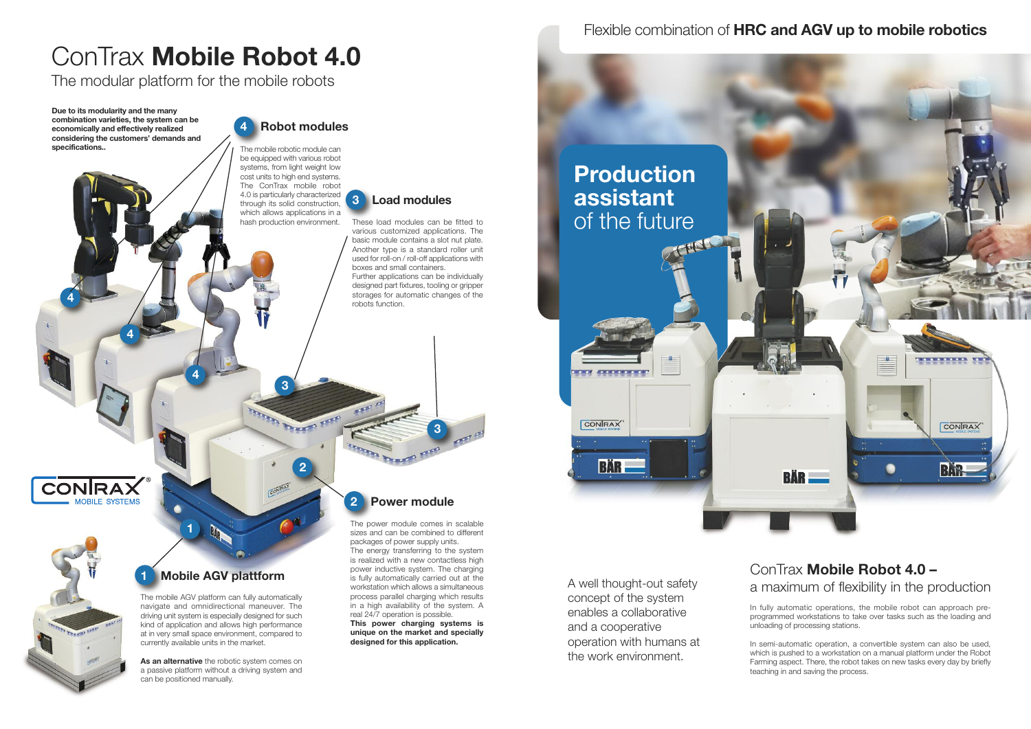# ConTrax **Mobile Robot 4.0**

The modular platform for the mobile robots

**Due to its modularity and the many combination varieties, the system can be economically and effectively realized considering the customers' demands and specifications..**

## 4 Robot modules

The mobile robotic module can be equipped with various robot systems, from light weight low cost units to high end systems. The ConTrax mobile robot 4.0 is particularly characterized through its solid construction, which allows applications in a hash production environment.

## 3 Load modules

These load modules can be fitted to various customized applications. The basic module contains a slot nut plate. Another type is a standard roller unit used for roll-on / roll-off applications with boxes and small containers.
Further applications can be individually designed part fixtures, tooling or gripper storages for automatic changes of the robots function.

## 2 Power module

The power module comes in scalable sizes and can be combined to different packages of power supply units.
The energy transferring to the system is realized with a new contactless high power inductive system. The charging is fully automatically carried out at the workstation which allows a simultaneous process parallel charging which results in a high availability of the system. A real 24/7 operation is possible.
**This power charging systems is unique on the market and specially designed for this application.**

## 1 Mobile AGV plattform

The mobile AGV platform can fully automatically navigate and omnidirectional maneuver. The driving unit system is especially designed for such kind of application and allows high performance at in very small space environment, compared to currently available units in the market.

**As an alternative** the robotic system comes on a passive platform without a driving system and can be positioned manually.

CONTRAX® MOBILE SYSTEMS

Flexible combination of **HRC and AGV up to mobile robotics**

**Production assistant** of the future

A well thought-out safety concept of the system enables a collaborative and a cooperative operation with humans at the work environment.

## ConTrax **Mobile Robot 4.0 –** a maximum of flexibility in the production

In fully automatic operations, the mobile robot can approach pre-programmed workstations to take over tasks such as the loading and unloading of processing stations.

In semi-automatic operation, a convertible system can also be used, which is pushed to a workstation on a manual platform under the Robot Farming aspect. There, the robot takes on new tasks every day by briefly teaching in and saving the process.